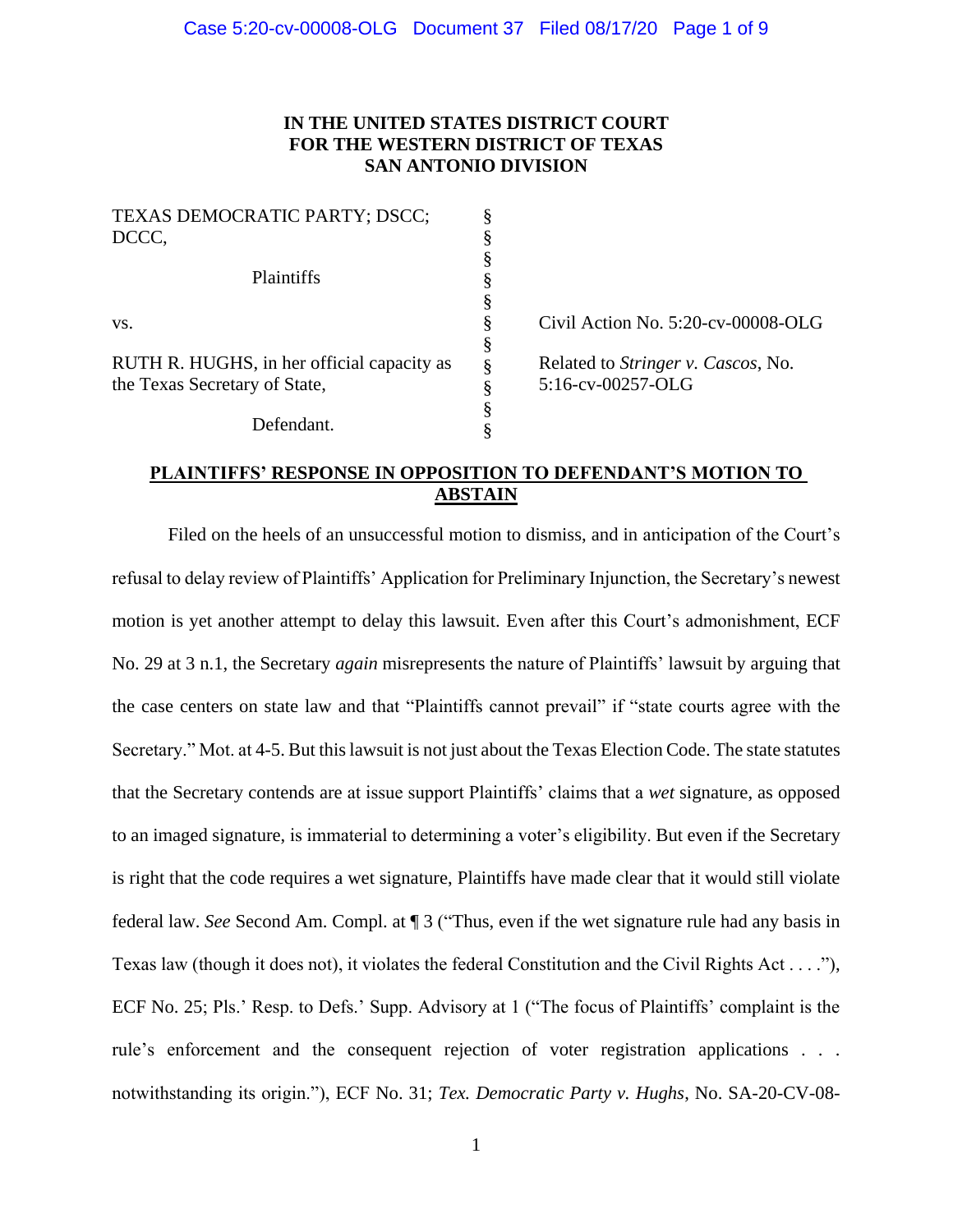**IN THE UNITED STATES DISTRICT COURT**
**FOR THE WESTERN DISTRICT OF TEXAS**
**SAN ANTONIO DIVISION**

| | | |
|---|---|---|
| TEXAS DEMOCRATIC PARTY; DSCC; DCCC, | § | |
| Plaintiffs | § | |
| vs. | § | Civil Action No. 5:20-cv-00008-OLG |
| RUTH R. HUGHS, in her official capacity as the Texas Secretary of State, | § | Related to *Stringer v. Cascos*, No. 5:16-cv-00257-OLG |
| Defendant. | § | |

**PLAINTIFFS' RESPONSE IN OPPOSITION TO DEFENDANT'S MOTION TO ABSTAIN**

Filed on the heels of an unsuccessful motion to dismiss, and in anticipation of the Court's refusal to delay review of Plaintiffs' Application for Preliminary Injunction, the Secretary's newest motion is yet another attempt to delay this lawsuit. Even after this Court's admonishment, ECF No. 29 at 3 n.1, the Secretary *again* misrepresents the nature of Plaintiffs' lawsuit by arguing that the case centers on state law and that "Plaintiffs cannot prevail" if "state courts agree with the Secretary." Mot. at 4-5. But this lawsuit is not just about the Texas Election Code. The state statutes that the Secretary contends are at issue support Plaintiffs' claims that a *wet* signature, as opposed to an imaged signature, is immaterial to determining a voter's eligibility. But even if the Secretary is right that the code requires a wet signature, Plaintiffs have made clear that it would still violate federal law. *See* Second Am. Compl. at ¶ 3 ("Thus, even if the wet signature rule had any basis in Texas law (though it does not), it violates the federal Constitution and the Civil Rights Act . . . ."), ECF No. 25; Pls.' Resp. to Defs.' Supp. Advisory at 1 ("The focus of Plaintiffs' complaint is the rule's enforcement and the consequent rejection of voter registration applications . . . notwithstanding its origin."), ECF No. 31; *Tex. Democratic Party v. Hughs*, No. SA-20-CV-08-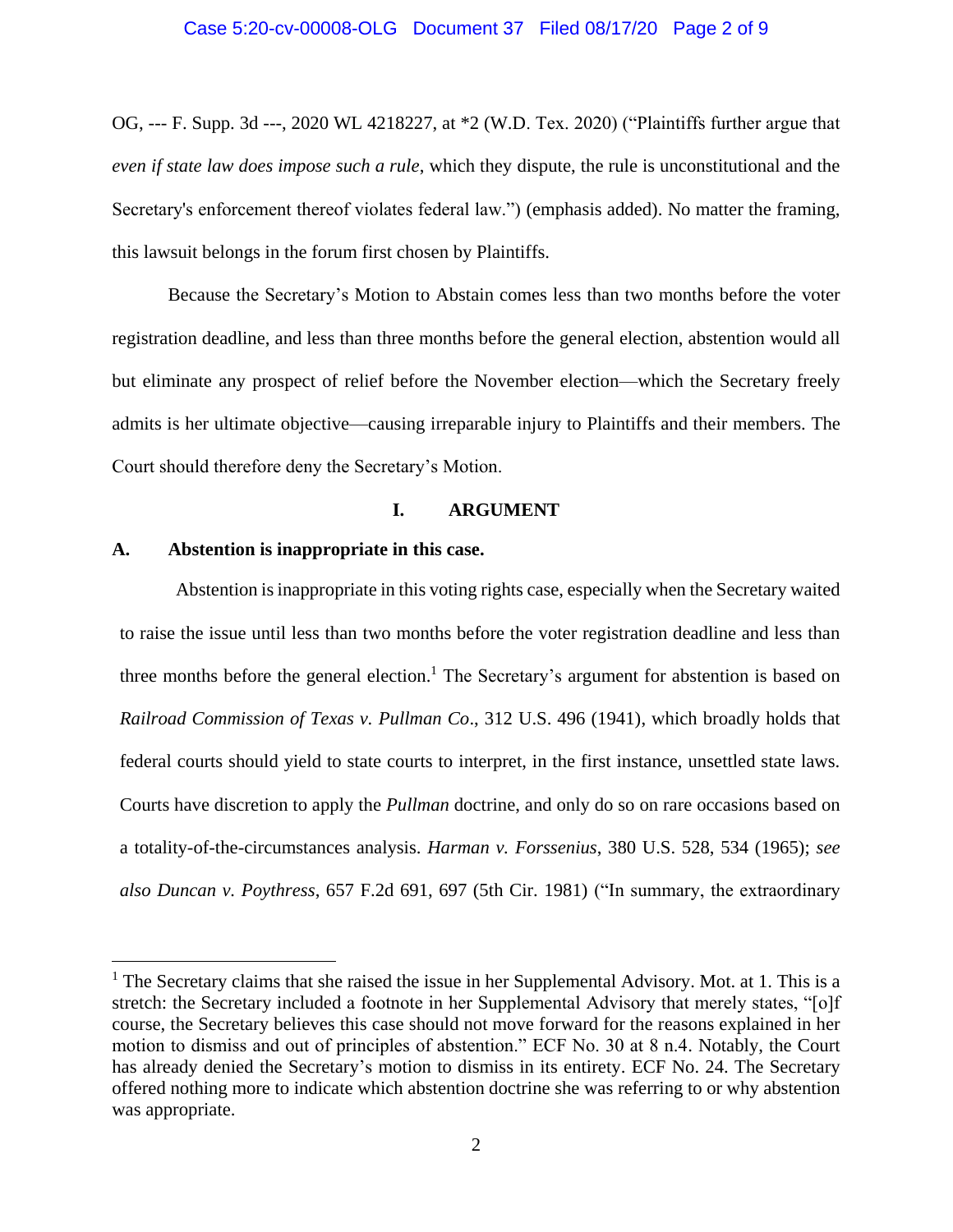OG, --- F. Supp. 3d ---, 2020 WL 4218227, at *2 (W.D. Tex. 2020) ("Plaintiffs further argue that *even if state law does impose such a rule*, which they dispute, the rule is unconstitutional and the Secretary's enforcement thereof violates federal law.") (emphasis added). No matter the framing, this lawsuit belongs in the forum first chosen by Plaintiffs.

Because the Secretary's Motion to Abstain comes less than two months before the voter registration deadline, and less than three months before the general election, abstention would all but eliminate any prospect of relief before the November election—which the Secretary freely admits is her ultimate objective—causing irreparable injury to Plaintiffs and their members. The Court should therefore deny the Secretary's Motion.

## I. ARGUMENT

### A. Abstention is inappropriate in this case.

Abstention is inappropriate in this voting rights case, especially when the Secretary waited to raise the issue until less than two months before the voter registration deadline and less than three months before the general election.[1] The Secretary's argument for abstention is based on *Railroad Commission of Texas v. Pullman Co*., 312 U.S. 496 (1941), which broadly holds that federal courts should yield to state courts to interpret, in the first instance, unsettled state laws. Courts have discretion to apply the *Pullman* doctrine, and only do so on rare occasions based on a totality-of-the-circumstances analysis. *Harman v. Forssenius*, 380 U.S. 528, 534 (1965); *see also Duncan v. Poythress*, 657 F.2d 691, 697 (5th Cir. 1981) ("In summary, the extraordinary

---

[1] The Secretary claims that she raised the issue in her Supplemental Advisory. Mot. at 1. This is a stretch: the Secretary included a footnote in her Supplemental Advisory that merely states, "[o]f course, the Secretary believes this case should not move forward for the reasons explained in her motion to dismiss and out of principles of abstention." ECF No. 30 at 8 n.4. Notably, the Court has already denied the Secretary's motion to dismiss in its entirety. ECF No. 24. The Secretary offered nothing more to indicate which abstention doctrine she was referring to or why abstention was appropriate.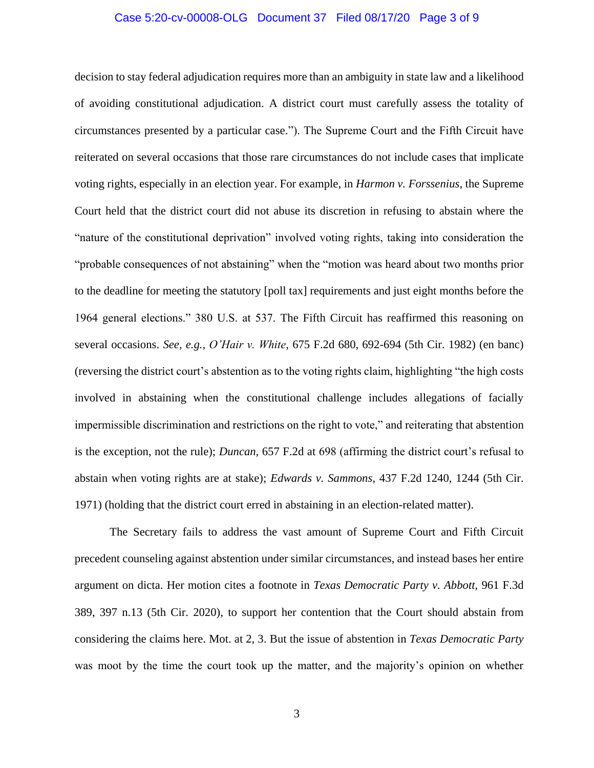decision to stay federal adjudication requires more than an ambiguity in state law and a likelihood of avoiding constitutional adjudication. A district court must carefully assess the totality of circumstances presented by a particular case."). The Supreme Court and the Fifth Circuit have reiterated on several occasions that those rare circumstances do not include cases that implicate voting rights, especially in an election year. For example, in *Harmon v. Forssenius*, the Supreme Court held that the district court did not abuse its discretion in refusing to abstain where the "nature of the constitutional deprivation" involved voting rights, taking into consideration the "probable consequences of not abstaining" when the "motion was heard about two months prior to the deadline for meeting the statutory [poll tax] requirements and just eight months before the 1964 general elections." 380 U.S. at 537. The Fifth Circuit has reaffirmed this reasoning on several occasions. *See, e.g., O'Hair v. White*, 675 F.2d 680, 692-694 (5th Cir. 1982) (en banc) (reversing the district court's abstention as to the voting rights claim, highlighting "the high costs involved in abstaining when the constitutional challenge includes allegations of facially impermissible discrimination and restrictions on the right to vote," and reiterating that abstention is the exception, not the rule); *Duncan*, 657 F.2d at 698 (affirming the district court's refusal to abstain when voting rights are at stake); *Edwards v. Sammons*, 437 F.2d 1240, 1244 (5th Cir. 1971) (holding that the district court erred in abstaining in an election-related matter).

The Secretary fails to address the vast amount of Supreme Court and Fifth Circuit precedent counseling against abstention under similar circumstances, and instead bases her entire argument on dicta. Her motion cites a footnote in *Texas Democratic Party v. Abbott*, 961 F.3d 389, 397 n.13 (5th Cir. 2020), to support her contention that the Court should abstain from considering the claims here. Mot. at 2, 3. But the issue of abstention in *Texas Democratic Party* was moot by the time the court took up the matter, and the majority's opinion on whether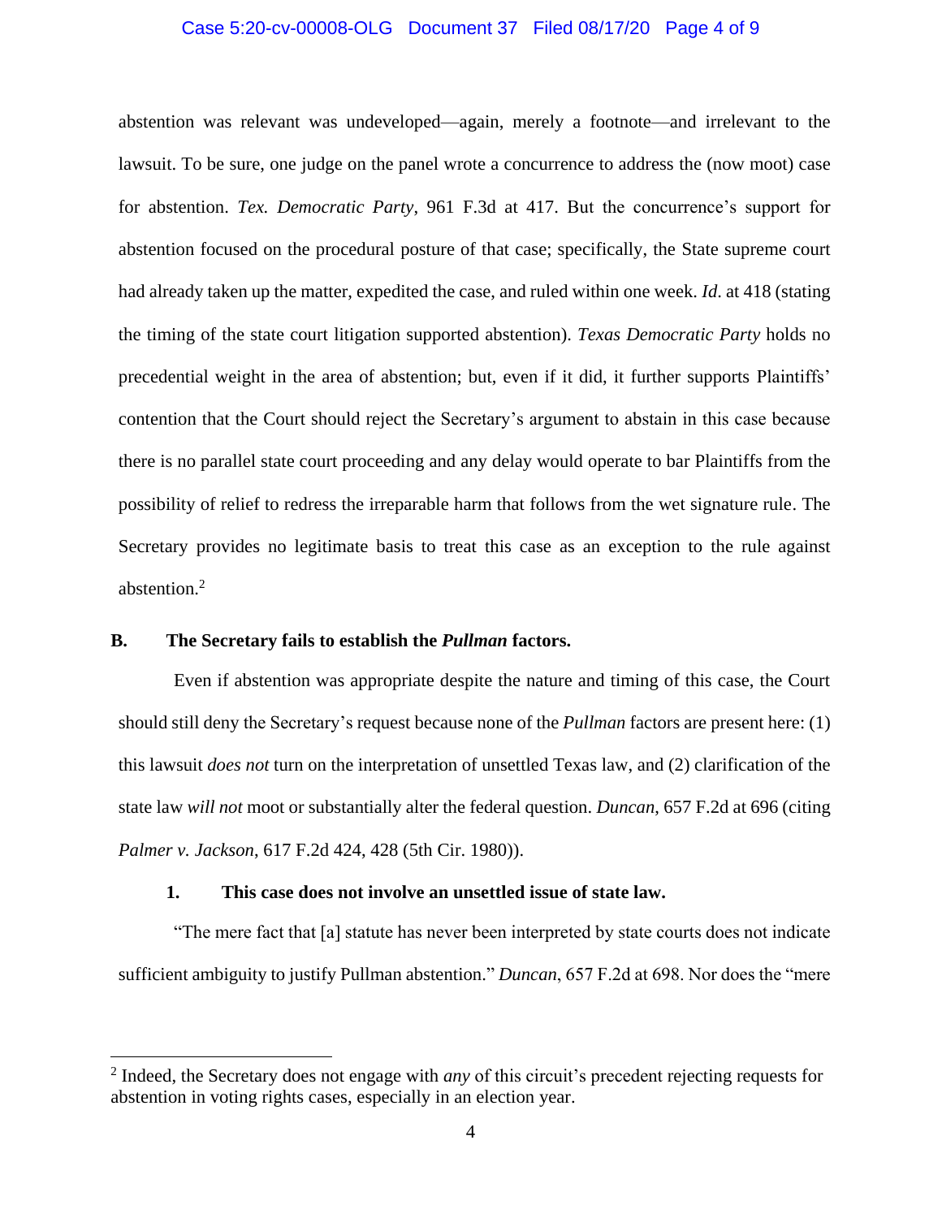abstention was relevant was undeveloped—again, merely a footnote—and irrelevant to the lawsuit. To be sure, one judge on the panel wrote a concurrence to address the (now moot) case for abstention. *Tex. Democratic Party*, 961 F.3d at 417. But the concurrence's support for abstention focused on the procedural posture of that case; specifically, the State supreme court had already taken up the matter, expedited the case, and ruled within one week. *Id*. at 418 (stating the timing of the state court litigation supported abstention). *Texas Democratic Party* holds no precedential weight in the area of abstention; but, even if it did, it further supports Plaintiffs' contention that the Court should reject the Secretary's argument to abstain in this case because there is no parallel state court proceeding and any delay would operate to bar Plaintiffs from the possibility of relief to redress the irreparable harm that follows from the wet signature rule. The Secretary provides no legitimate basis to treat this case as an exception to the rule against abstention.[2]

### B. The Secretary fails to establish the *Pullman* factors.

Even if abstention was appropriate despite the nature and timing of this case, the Court should still deny the Secretary's request because none of the *Pullman* factors are present here: (1) this lawsuit *does not* turn on the interpretation of unsettled Texas law, and (2) clarification of the state law *will not* moot or substantially alter the federal question. *Duncan*, 657 F.2d at 696 (citing *Palmer v. Jackson*, 617 F.2d 424, 428 (5th Cir. 1980)).

#### 1. This case does not involve an unsettled issue of state law.

"The mere fact that [a] statute has never been interpreted by state courts does not indicate sufficient ambiguity to justify Pullman abstention." *Duncan*, 657 F.2d at 698. Nor does the "mere

---

[2] Indeed, the Secretary does not engage with *any* of this circuit's precedent rejecting requests for abstention in voting rights cases, especially in an election year.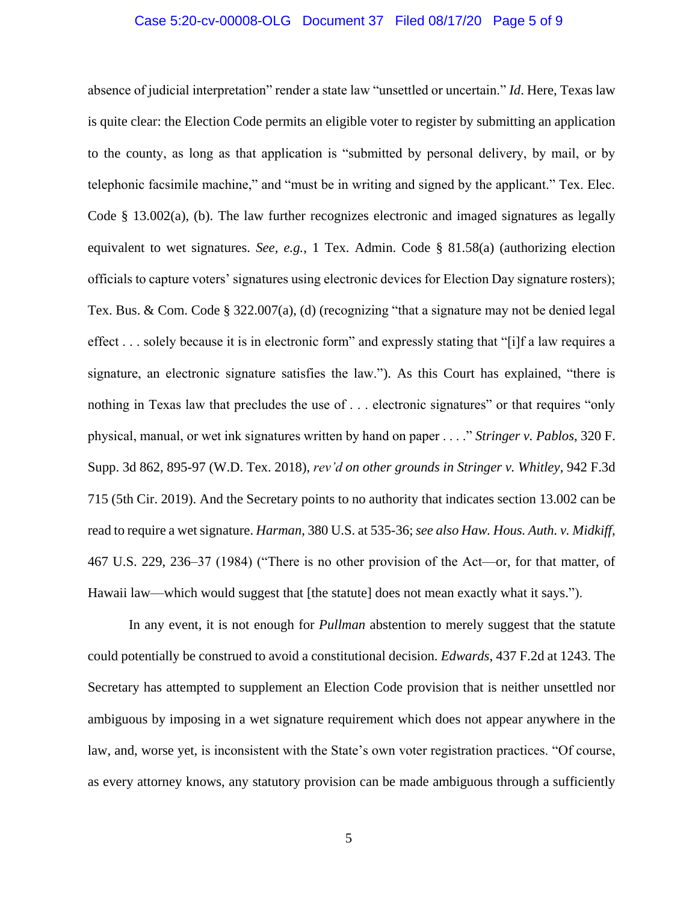absence of judicial interpretation" render a state law "unsettled or uncertain." *Id*. Here, Texas law is quite clear: the Election Code permits an eligible voter to register by submitting an application to the county, as long as that application is "submitted by personal delivery, by mail, or by telephonic facsimile machine," and "must be in writing and signed by the applicant." Tex. Elec. Code § 13.002(a), (b). The law further recognizes electronic and imaged signatures as legally equivalent to wet signatures. *See, e.g.,* 1 Tex. Admin. Code § 81.58(a) (authorizing election officials to capture voters' signatures using electronic devices for Election Day signature rosters); Tex. Bus. & Com. Code § 322.007(a), (d) (recognizing "that a signature may not be denied legal effect . . . solely because it is in electronic form" and expressly stating that "[i]f a law requires a signature, an electronic signature satisfies the law."). As this Court has explained, "there is nothing in Texas law that precludes the use of . . . electronic signatures" or that requires "only physical, manual, or wet ink signatures written by hand on paper . . . ." *Stringer v. Pablos*, 320 F. Supp. 3d 862, 895-97 (W.D. Tex. 2018), *rev'd on other grounds in Stringer v. Whitley*, 942 F.3d 715 (5th Cir. 2019). And the Secretary points to no authority that indicates section 13.002 can be read to require a wet signature. *Harman*, 380 U.S. at 535-36; *see also Haw. Hous. Auth. v. Midkiff*, 467 U.S. 229, 236–37 (1984) ("There is no other provision of the Act—or, for that matter, of Hawaii law—which would suggest that [the statute] does not mean exactly what it says.").

In any event, it is not enough for *Pullman* abstention to merely suggest that the statute could potentially be construed to avoid a constitutional decision. *Edwards*, 437 F.2d at 1243. The Secretary has attempted to supplement an Election Code provision that is neither unsettled nor ambiguous by imposing in a wet signature requirement which does not appear anywhere in the law, and, worse yet, is inconsistent with the State's own voter registration practices. "Of course, as every attorney knows, any statutory provision can be made ambiguous through a sufficiently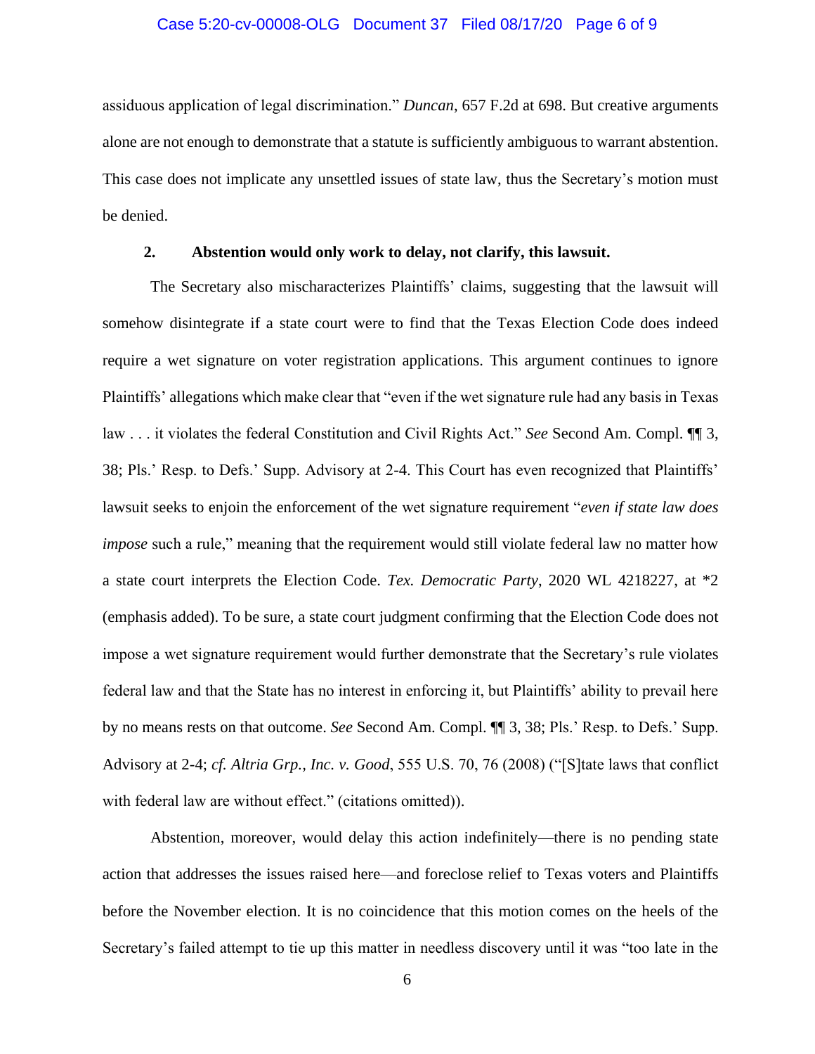assiduous application of legal discrimination." *Duncan*, 657 F.2d at 698. But creative arguments alone are not enough to demonstrate that a statute is sufficiently ambiguous to warrant abstention. This case does not implicate any unsettled issues of state law, thus the Secretary's motion must be denied.

**2. Abstention would only work to delay, not clarify, this lawsuit.**

The Secretary also mischaracterizes Plaintiffs' claims, suggesting that the lawsuit will somehow disintegrate if a state court were to find that the Texas Election Code does indeed require a wet signature on voter registration applications. This argument continues to ignore Plaintiffs' allegations which make clear that "even if the wet signature rule had any basis in Texas law . . . it violates the federal Constitution and Civil Rights Act." *See* Second Am. Compl. ¶¶ 3, 38; Pls.' Resp. to Defs.' Supp. Advisory at 2-4. This Court has even recognized that Plaintiffs' lawsuit seeks to enjoin the enforcement of the wet signature requirement "*even if state law does impose* such a rule," meaning that the requirement would still violate federal law no matter how a state court interprets the Election Code. *Tex. Democratic Party*, 2020 WL 4218227, at *2 (emphasis added). To be sure, a state court judgment confirming that the Election Code does not impose a wet signature requirement would further demonstrate that the Secretary's rule violates federal law and that the State has no interest in enforcing it, but Plaintiffs' ability to prevail here by no means rests on that outcome. *See* Second Am. Compl. ¶¶ 3, 38; Pls.' Resp. to Defs.' Supp. Advisory at 2-4; *cf. Altria Grp., Inc. v. Good*, 555 U.S. 70, 76 (2008) ("[S]tate laws that conflict with federal law are without effect." (citations omitted)).

Abstention, moreover, would delay this action indefinitely—there is no pending state action that addresses the issues raised here—and foreclose relief to Texas voters and Plaintiffs before the November election. It is no coincidence that this motion comes on the heels of the Secretary's failed attempt to tie up this matter in needless discovery until it was "too late in the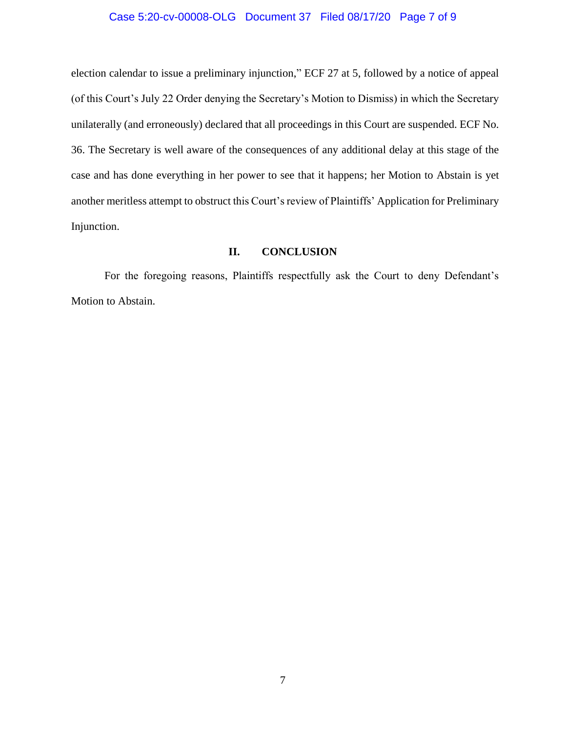election calendar to issue a preliminary injunction," ECF 27 at 5, followed by a notice of appeal (of this Court's July 22 Order denying the Secretary's Motion to Dismiss) in which the Secretary unilaterally (and erroneously) declared that all proceedings in this Court are suspended. ECF No. 36. The Secretary is well aware of the consequences of any additional delay at this stage of the case and has done everything in her power to see that it happens; her Motion to Abstain is yet another meritless attempt to obstruct this Court's review of Plaintiffs' Application for Preliminary Injunction.

## II. CONCLUSION

For the foregoing reasons, Plaintiffs respectfully ask the Court to deny Defendant's Motion to Abstain.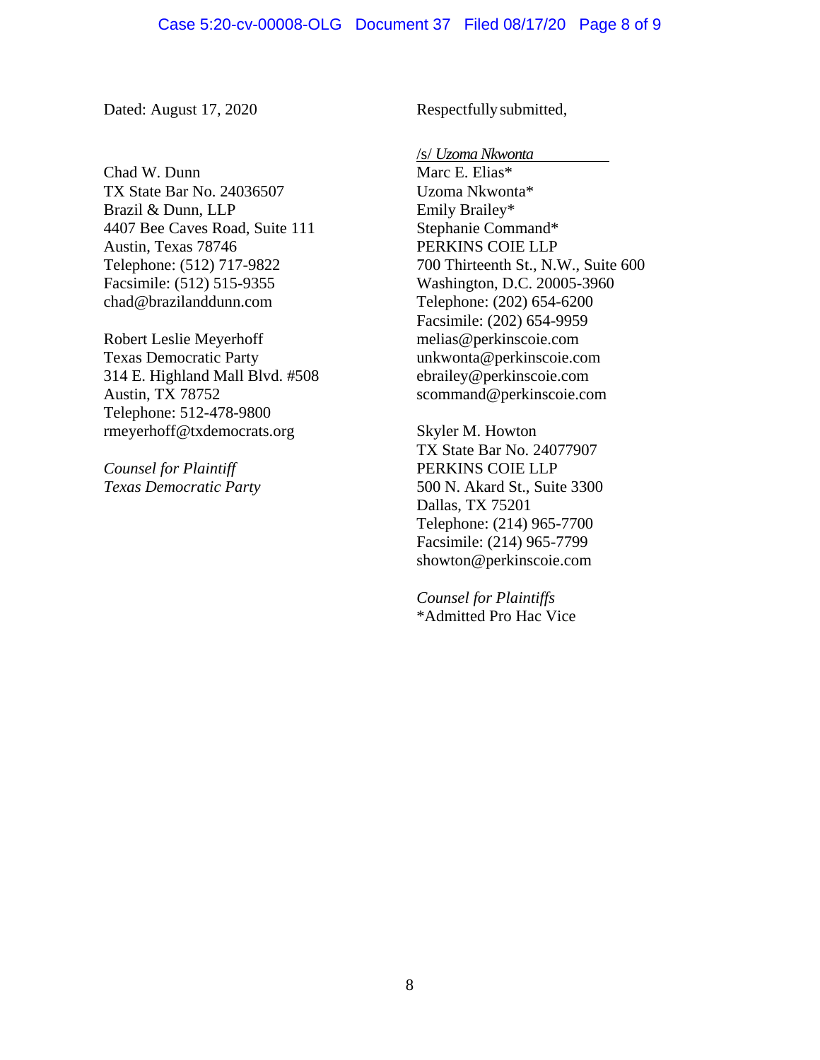Dated: August 17, 2020

Respectfully submitted,

/s/ *Uzoma Nkwonta*
Marc E. Elias*
Uzoma Nkwonta*
Emily Brailey*
Stephanie Command*
PERKINS COIE LLP
700 Thirteenth St., N.W., Suite 600
Washington, D.C. 20005-3960
Telephone: (202) 654-6200
Facsimile: (202) 654-9959
melias@perkinscoie.com
unkwonta@perkinscoie.com
ebrailey@perkinscoie.com
scommand@perkinscoie.com

Skyler M. Howton
TX State Bar No. 24077907
PERKINS COIE LLP
500 N. Akard St., Suite 3300
Dallas, TX 75201
Telephone: (214) 965-7700
Facsimile: (214) 965-7799
showton@perkinscoie.com

*Counsel for Plaintiffs*
*Admitted Pro Hac Vice

Chad W. Dunn
TX State Bar No. 24036507
Brazil & Dunn, LLP
4407 Bee Caves Road, Suite 111
Austin, Texas 78746
Telephone: (512) 717-9822
Facsimile: (512) 515-9355
chad@brazilanddunn.com

Robert Leslie Meyerhoff
Texas Democratic Party
314 E. Highland Mall Blvd. #508
Austin, TX 78752
Telephone: 512-478-9800
rmeyerhoff@txdemocrats.org

*Counsel for Plaintiff*
*Texas Democratic Party*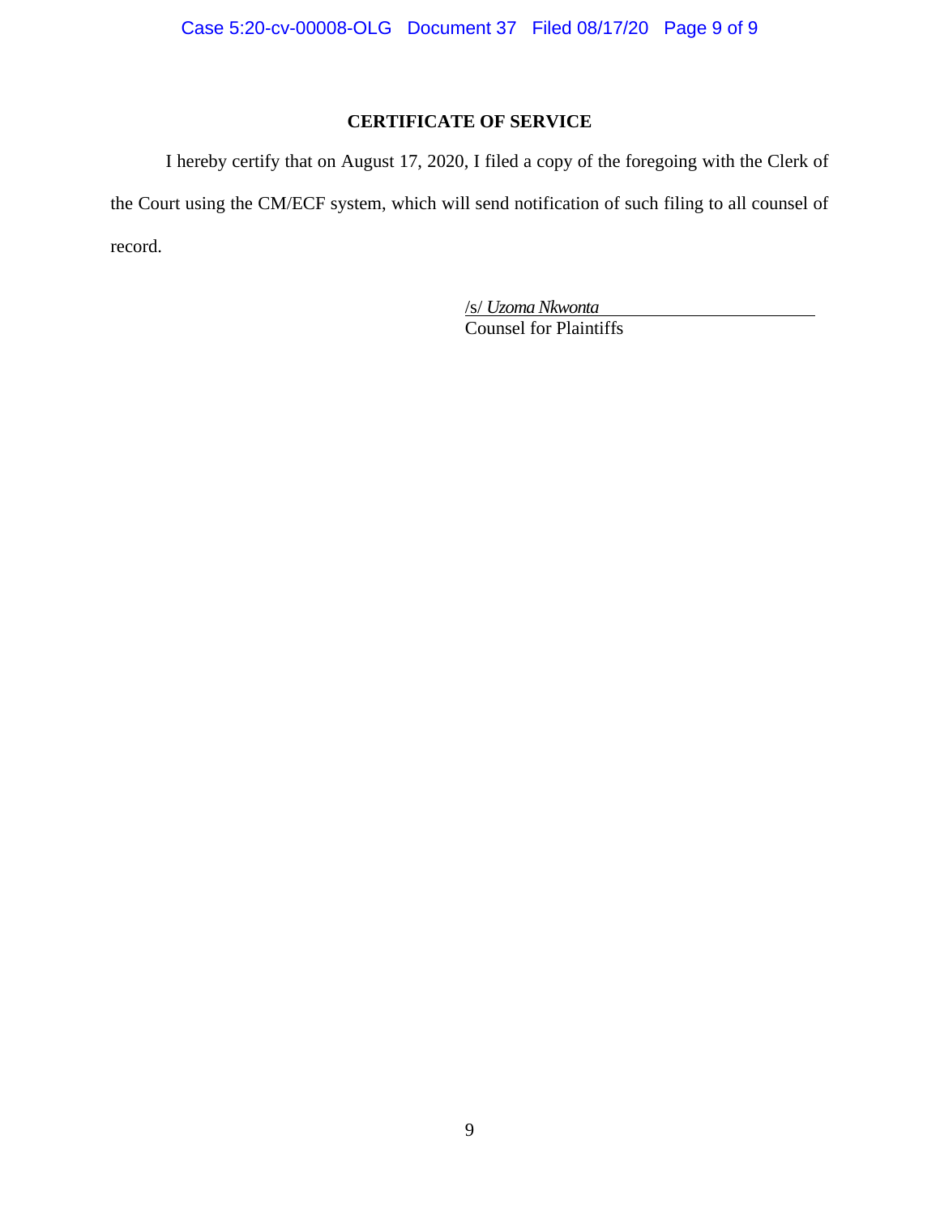## CERTIFICATE OF SERVICE

I hereby certify that on August 17, 2020, I filed a copy of the foregoing with the Clerk of the Court using the CM/ECF system, which will send notification of such filing to all counsel of record.

/s/ *Uzoma Nkwonta*
Counsel for Plaintiffs